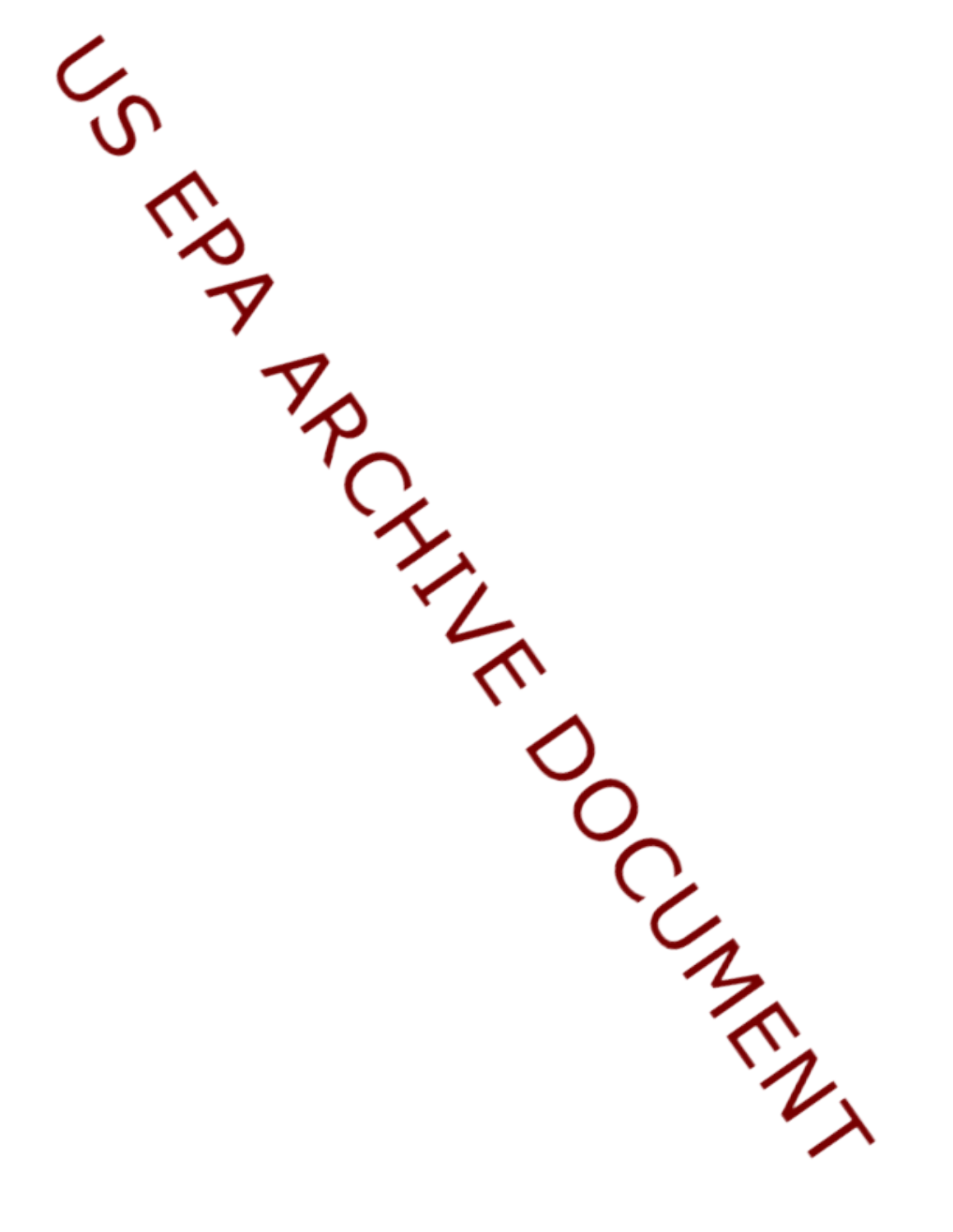US EPA ARCHIVE DOCUMENT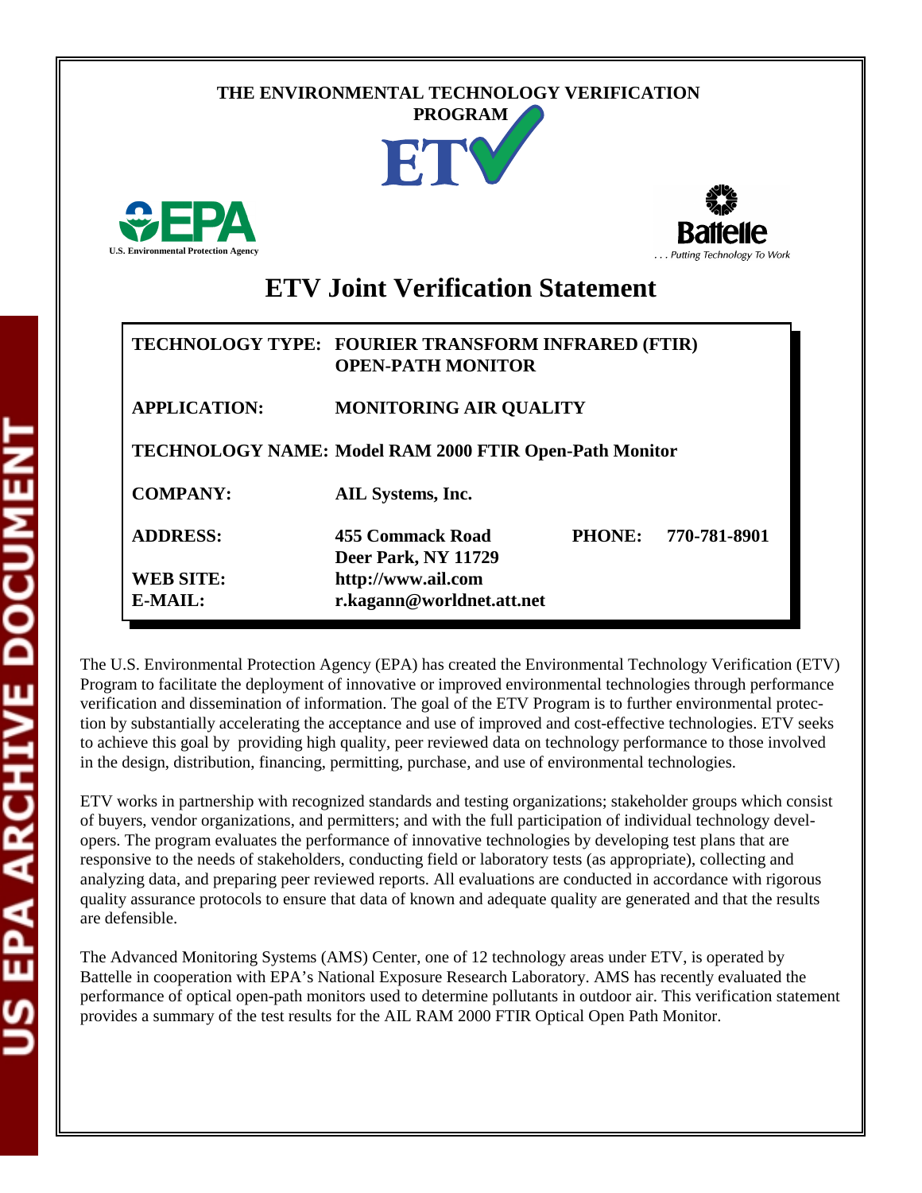THE ENVIRONMENTAL TECHNOLOGY VERIFICATION PROGRAM

# ETV Joint Verification Statement

| | | | |
|---|---|---|---|
| **TECHNOLOGY TYPE:** | **FOURIER TRANSFORM INFRARED (FTIR) OPEN-PATH MONITOR** | | |
| **APPLICATION:** | **MONITORING AIR QUALITY** | | |
| **TECHNOLOGY NAME:** | **Model RAM 2000 FTIR Open-Path Monitor** | | |
| **COMPANY:** | **AIL Systems, Inc.** | | |
| **ADDRESS:** | **455 Commack Road Deer Park, NY 11729** | **PHONE:** | **770-781-8901** |
| **WEB SITE:** | **http://www.ail.com** | | |
| **E-MAIL:** | **r.kagann@worldnet.att.net** | | |

The U.S. Environmental Protection Agency (EPA) has created the Environmental Technology Verification (ETV) Program to facilitate the deployment of innovative or improved environmental technologies through performance verification and dissemination of information. The goal of the ETV Program is to further environmental protection by substantially accelerating the acceptance and use of improved and cost-effective technologies. ETV seeks to achieve this goal by providing high quality, peer reviewed data on technology performance to those involved in the design, distribution, financing, permitting, purchase, and use of environmental technologies.

ETV works in partnership with recognized standards and testing organizations; stakeholder groups which consist of buyers, vendor organizations, and permitters; and with the full participation of individual technology developers. The program evaluates the performance of innovative technologies by developing test plans that are responsive to the needs of stakeholders, conducting field or laboratory tests (as appropriate), collecting and analyzing data, and preparing peer reviewed reports. All evaluations are conducted in accordance with rigorous quality assurance protocols to ensure that data of known and adequate quality are generated and that the results are defensible.

The Advanced Monitoring Systems (AMS) Center, one of 12 technology areas under ETV, is operated by Battelle in cooperation with EPA's National Exposure Research Laboratory. AMS has recently evaluated the performance of optical open-path monitors used to determine pollutants in outdoor air. This verification statement provides a summary of the test results for the AIL RAM 2000 FTIR Optical Open Path Monitor.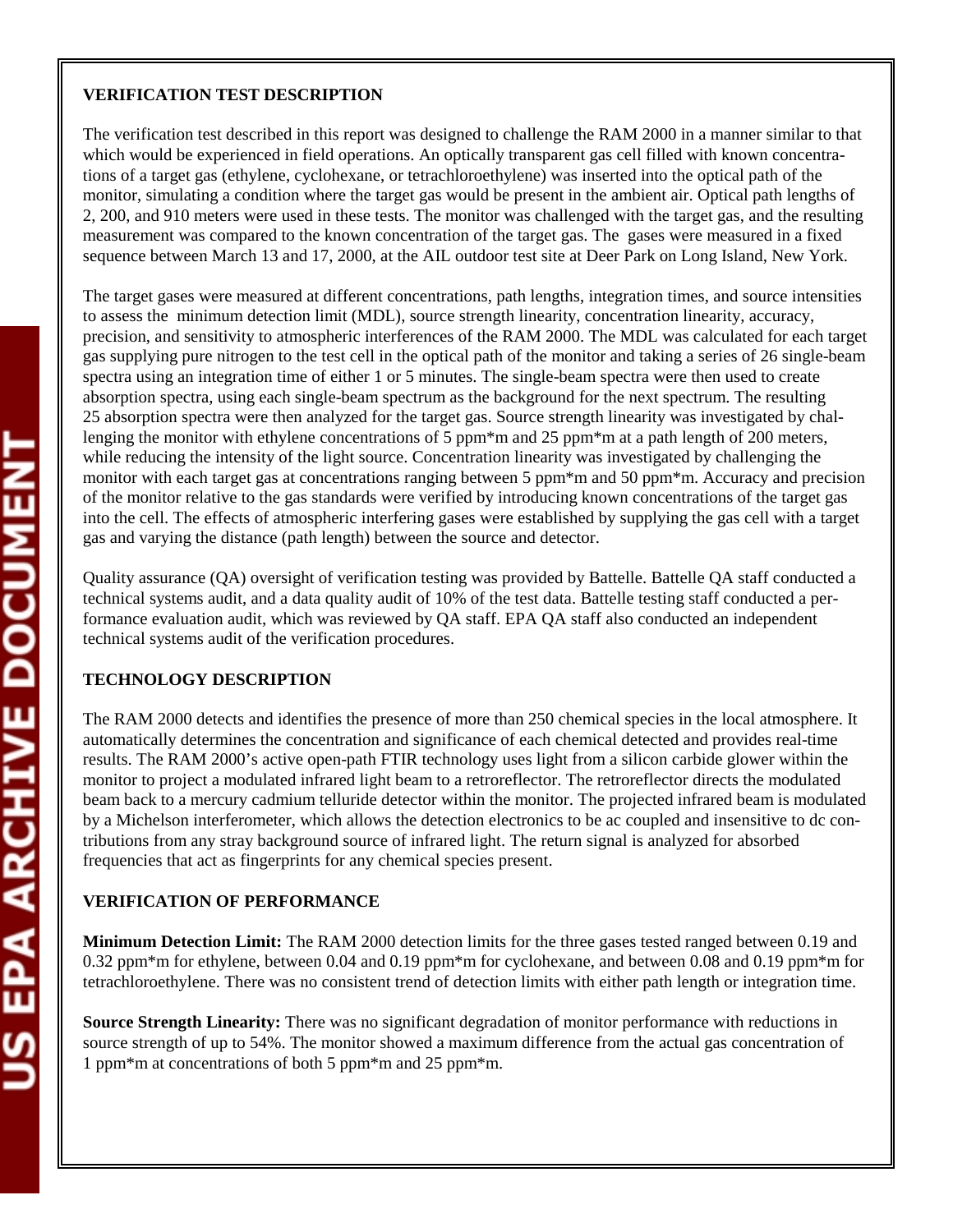**VERIFICATION TEST DESCRIPTION**

The verification test described in this report was designed to challenge the RAM 2000 in a manner similar to that which would be experienced in field operations. An optically transparent gas cell filled with known concentrations of a target gas (ethylene, cyclohexane, or tetrachloroethylene) was inserted into the optical path of the monitor, simulating a condition where the target gas would be present in the ambient air. Optical path lengths of 2, 200, and 910 meters were used in these tests. The monitor was challenged with the target gas, and the resulting measurement was compared to the known concentration of the target gas. The gases were measured in a fixed sequence between March 13 and 17, 2000, at the AIL outdoor test site at Deer Park on Long Island, New York.

The target gases were measured at different concentrations, path lengths, integration times, and source intensities to assess the minimum detection limit (MDL), source strength linearity, concentration linearity, accuracy, precision, and sensitivity to atmospheric interferences of the RAM 2000. The MDL was calculated for each target gas supplying pure nitrogen to the test cell in the optical path of the monitor and taking a series of 26 single-beam spectra using an integration time of either 1 or 5 minutes. The single-beam spectra were then used to create absorption spectra, using each single-beam spectrum as the background for the next spectrum. The resulting 25 absorption spectra were then analyzed for the target gas. Source strength linearity was investigated by challenging the monitor with ethylene concentrations of 5 ppm*m and 25 ppm*m at a path length of 200 meters, while reducing the intensity of the light source. Concentration linearity was investigated by challenging the monitor with each target gas at concentrations ranging between 5 ppm*m and 50 ppm*m. Accuracy and precision of the monitor relative to the gas standards were verified by introducing known concentrations of the target gas into the cell. The effects of atmospheric interfering gases were established by supplying the gas cell with a target gas and varying the distance (path length) between the source and detector.

Quality assurance (QA) oversight of verification testing was provided by Battelle. Battelle QA staff conducted a technical systems audit, and a data quality audit of 10% of the test data. Battelle testing staff conducted a performance evaluation audit, which was reviewed by QA staff. EPA QA staff also conducted an independent technical systems audit of the verification procedures.

**TECHNOLOGY DESCRIPTION**

The RAM 2000 detects and identifies the presence of more than 250 chemical species in the local atmosphere. It automatically determines the concentration and significance of each chemical detected and provides real-time results. The RAM 2000's active open-path FTIR technology uses light from a silicon carbide glower within the monitor to project a modulated infrared light beam to a retroreflector. The retroreflector directs the modulated beam back to a mercury cadmium telluride detector within the monitor. The projected infrared beam is modulated by a Michelson interferometer, which allows the detection electronics to be ac coupled and insensitive to dc contributions from any stray background source of infrared light. The return signal is analyzed for absorbed frequencies that act as fingerprints for any chemical species present.

**VERIFICATION OF PERFORMANCE**

**Minimum Detection Limit:** The RAM 2000 detection limits for the three gases tested ranged between 0.19 and 0.32 ppm*m for ethylene, between 0.04 and 0.19 ppm*m for cyclohexane, and between 0.08 and 0.19 ppm*m for tetrachloroethylene. There was no consistent trend of detection limits with either path length or integration time.

**Source Strength Linearity:** There was no significant degradation of monitor performance with reductions in source strength of up to 54%. The monitor showed a maximum difference from the actual gas concentration of 1 ppm*m at concentrations of both 5 ppm*m and 25 ppm*m.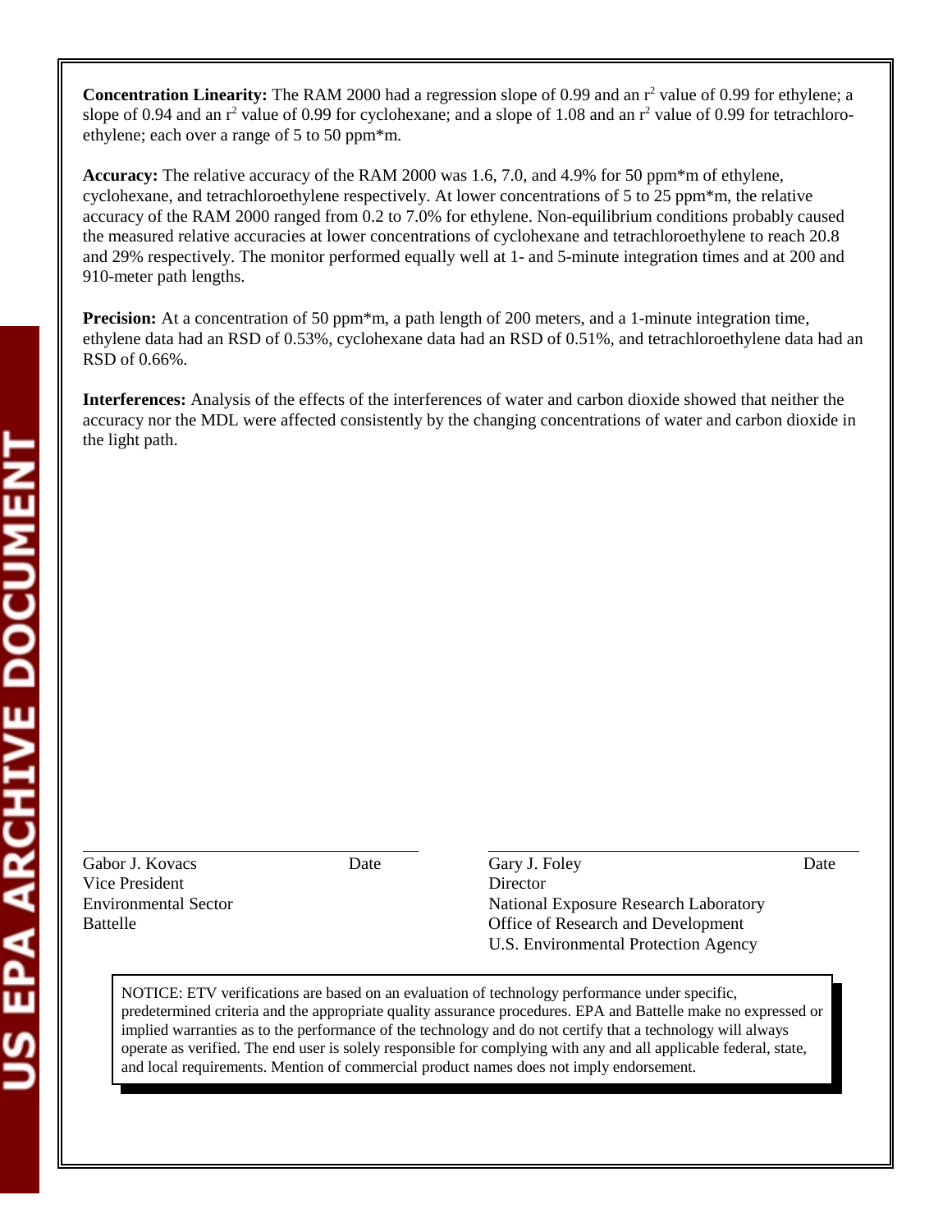**Concentration Linearity:** The RAM 2000 had a regression slope of 0.99 and an $r^2$ value of 0.99 for ethylene; a slope of 0.94 and an $r^2$ value of 0.99 for cyclohexane; and a slope of 1.08 and an $r^2$ value of 0.99 for tetrachloroethylene; each over a range of 5 to 50 ppm*m.

**Accuracy:** The relative accuracy of the RAM 2000 was 1.6, 7.0, and 4.9% for 50 ppm*m of ethylene, cyclohexane, and tetrachloroethylene respectively. At lower concentrations of 5 to 25 ppm*m, the relative accuracy of the RAM 2000 ranged from 0.2 to 7.0% for ethylene. Non-equilibrium conditions probably caused the measured relative accuracies at lower concentrations of cyclohexane and tetrachloroethylene to reach 20.8 and 29% respectively. The monitor performed equally well at 1- and 5-minute integration times and at 200 and 910-meter path lengths.

**Precision:** At a concentration of 50 ppm*m, a path length of 200 meters, and a 1-minute integration time, ethylene data had an RSD of 0.53%, cyclohexane data had an RSD of 0.51%, and tetrachloroethylene data had an RSD of 0.66%.

**Interferences:** Analysis of the effects of the interferences of water and carbon dioxide showed that neither the accuracy nor the MDL were affected consistently by the changing concentrations of water and carbon dioxide in the light path.

Gabor J. Kovacs — Date
Vice President
Environmental Sector
Battelle

Gary J. Foley — Date
Director
National Exposure Research Laboratory
Office of Research and Development
U.S. Environmental Protection Agency

NOTICE: ETV verifications are based on an evaluation of technology performance under specific, predetermined criteria and the appropriate quality assurance procedures. EPA and Battelle make no expressed or implied warranties as to the performance of the technology and do not certify that a technology will always operate as verified. The end user is solely responsible for complying with any and all applicable federal, state, and local requirements. Mention of commercial product names does not imply endorsement.